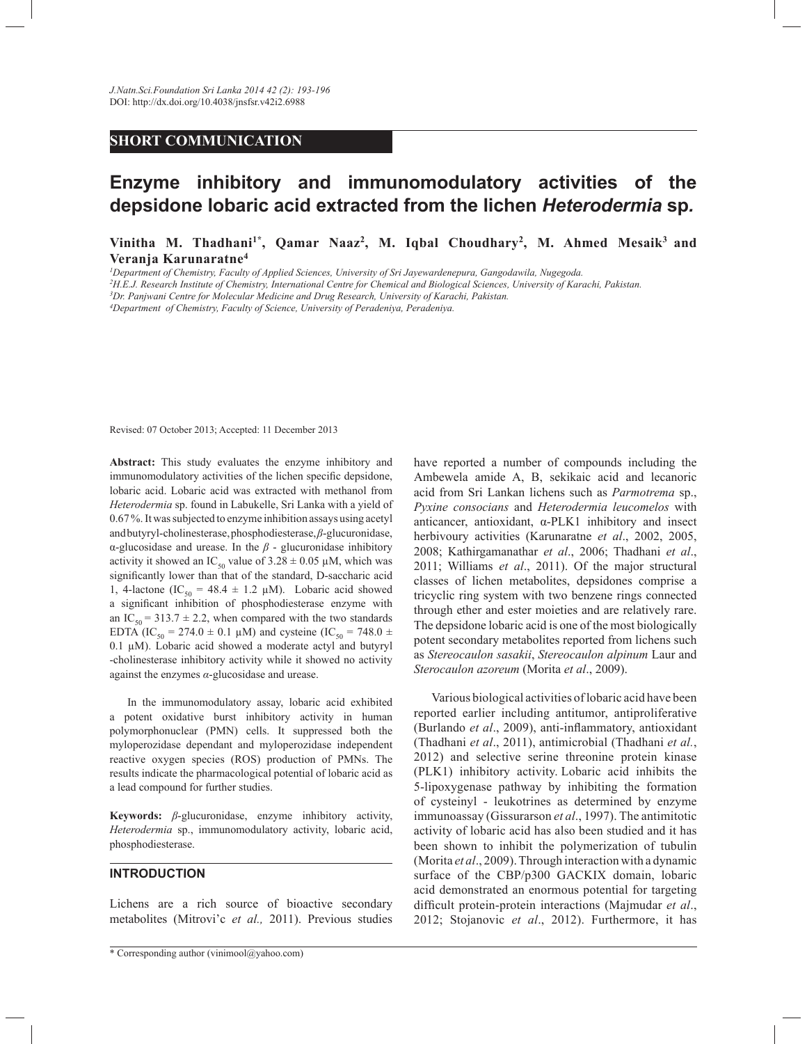**SHORT COMMUNICATION**

# Enzyme inhibitory and immunomodulatory activities of the depsidone lobaric acid extracted from the lichen *Heterodermia* sp.

**Vinitha M. Thadhani[1*], Qamar Naaz[2], M. Iqbal Choudhary[2], M. Ahmed Mesaik[3] and Veranja Karunaratne[4]**

[1]*Department of Chemistry, Faculty of Applied Sciences, University of Sri Jayewardenepura, Gangodawila, Nugegoda.*
[2]*H.E.J. Research Institute of Chemistry, International Centre for Chemical and Biological Sciences, University of Karachi, Pakistan.*
[3]*Dr. Panjwani Centre for Molecular Medicine and Drug Research, University of Karachi, Pakistan.*
[4]*Department of Chemistry, Faculty of Science, University of Peradeniya, Peradeniya.*

Revised: 07 October 2013; Accepted: 11 December 2013

**Abstract:** This study evaluates the enzyme inhibitory and immunomodulatory activities of the lichen specific depsidone, lobaric acid. Lobaric acid was extracted with methanol from *Heterodermia* sp. found in Labukelle, Sri Lanka with a yield of 0.67 %. It was subjected to enzyme inhibition assays using acetyl and butyryl-cholinesterase, phosphodiesterase, *β*-glucuronidase, α-glucosidase and urease. In the *β* - glucuronidase inhibitory activity it showed an $IC_{50}$ value of 3.28 ± 0.05 µM, which was significantly lower than that of the standard, D-saccharic acid 1, 4-lactone ($IC_{50}$ = 48.4 ± 1.2 µM). Lobaric acid showed a significant inhibition of phosphodiesterase enzyme with an $IC_{50}$ = 313.7 ± 2.2, when compared with the two standards EDTA ($IC_{50}$ = 274.0 ± 0.1 µM) and cysteine ($IC_{50}$ = 748.0 ± 0.1 µM). Lobaric acid showed a moderate actyl and butyryl -cholinesterase inhibitory activity while it showed no activity against the enzymes *α*-glucosidase and urease.

In the immunomodulatory assay, lobaric acid exhibited a potent oxidative burst inhibitory activity in human polymorphonuclear (PMN) cells. It suppressed both the myloperozidase dependant and myloperozidase independent reactive oxygen species (ROS) production of PMNs. The results indicate the pharmacological potential of lobaric acid as a lead compound for further studies.

**Keywords:** *β*-glucuronidase, enzyme inhibitory activity, *Heterodermia* sp., immunomodulatory activity, lobaric acid, phosphodiesterase.

## INTRODUCTION

Lichens are a rich source of bioactive secondary metabolites (Mitrovi'c *et al.,* 2011). Previous studies have reported a number of compounds including the Ambewela amide A, B, sekikaic acid and lecanoric acid from Sri Lankan lichens such as *Parmotrema* sp., *Pyxine consocians* and *Heterodermia leucomelos* with anticancer, antioxidant, α-PLK1 inhibitory and insect herbivoury activities (Karunaratne *et al*., 2002, 2005, 2008; Kathirgamanathar *et al*., 2006; Thadhani *et al*., 2011; Williams *et al*., 2011). Of the major structural classes of lichen metabolites, depsidones comprise a tricyclic ring system with two benzene rings connected through ether and ester moieties and are relatively rare. The depsidone lobaric acid is one of the most biologically potent secondary metabolites reported from lichens such as *Stereocaulon sasakii*, *Stereocaulon alpinum* Laur and *Sterocaulon azoreum* (Morita *et al*., 2009).

Various biological activities of lobaric acid have been reported earlier including antitumor, antiproliferative (Burlando *et al*., 2009), anti-inflammatory, antioxidant (Thadhani *et al*., 2011), antimicrobial (Thadhani *et al.*, 2012) and selective serine threonine protein kinase (PLK1) inhibitory activity. Lobaric acid inhibits the 5-lipoxygenase pathway by inhibiting the formation of cysteinyl - leukotrines as determined by enzyme immunoassay (Gissurarson *et al*., 1997). The antimitotic activity of lobaric acid has also been studied and it has been shown to inhibit the polymerization of tubulin (Morita *et al*., 2009). Through interaction with a dynamic surface of the CBP/p300 GACKIX domain, lobaric acid demonstrated an enormous potential for targeting difficult protein-protein interactions (Majmudar *et al*., 2012; Stojanovic *et al*., 2012). Furthermore, it has

\* Corresponding author (vinimool@yahoo.com)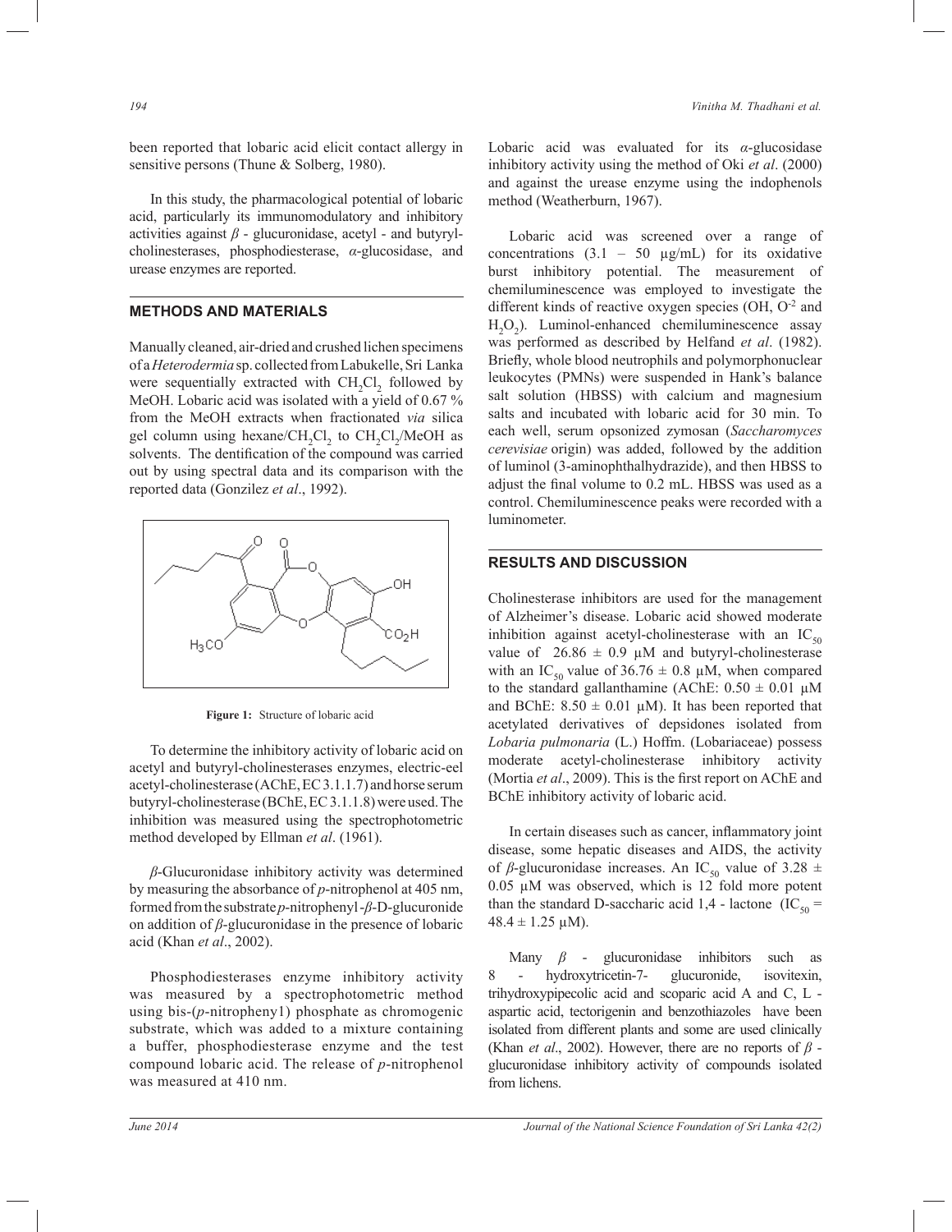been reported that lobaric acid elicit contact allergy in sensitive persons (Thune & Solberg, 1980).

In this study, the pharmacological potential of lobaric acid, particularly its immunomodulatory and inhibitory activities against *β* - glucuronidase, acetyl - and butyryl-cholinesterases, phosphodiesterase, *α*-glucosidase, and urease enzymes are reported.

## METHODS AND MATERIALS

Manually cleaned, air-dried and crushed lichen specimens of a *Heterodermia* sp. collected from Labukelle, Sri Lanka were sequentially extracted with $CH_2Cl_2$ followed by MeOH. Lobaric acid was isolated with a yield of 0.67 % from the MeOH extracts when fractionated *via* silica gel column using hexane/$CH_2Cl_2$ to $CH_2Cl_2$/MeOH as solvents. The dentification of the compound was carried out by using spectral data and its comparison with the reported data (Gonzilez *et al*., 1992).

**Figure 1:** Structure of lobaric acid

To determine the inhibitory activity of lobaric acid on acetyl and butyryl-cholinesterases enzymes, electric-eel acetyl-cholinesterase (AChE, EC 3.1.1.7) and horse serum butyryl-cholinesterase (BChE, EC 3.1.1.8) were used. The inhibition was measured using the spectrophotometric method developed by Ellman *et al*. (1961).

*β*-Glucuronidase inhibitory activity was determined by measuring the absorbance of *p*-nitrophenol at 405 nm, formed from the substrate *p*-nitrophenyl-*β*-D-glucuronide on addition of *β*-glucuronidase in the presence of lobaric acid (Khan *et al*., 2002).

Phosphodiesterases enzyme inhibitory activity was measured by a spectrophotometric method using bis-(*p*-nitropheny1) phosphate as chromogenic substrate, which was added to a mixture containing a buffer, phosphodiesterase enzyme and the test compound lobaric acid. The release of *p*-nitrophenol was measured at 410 nm.

Lobaric acid was evaluated for its *α*-glucosidase inhibitory activity using the method of Oki *et al*. (2000) and against the urease enzyme using the indophenols method (Weatherburn, 1967).

Lobaric acid was screened over a range of concentrations (3.1 – 50 µg/mL) for its oxidative burst inhibitory potential. The measurement of chemiluminescence was employed to investigate the different kinds of reactive oxygen species (OH, $O^{-2}$ and $H_2O_2$). Luminol-enhanced chemiluminescence assay was performed as described by Helfand *et al*. (1982). Briefly, whole blood neutrophils and polymorphonuclear leukocytes (PMNs) were suspended in Hank's balance salt solution (HBSS) with calcium and magnesium salts and incubated with lobaric acid for 30 min. To each well, serum opsonized zymosan (*Saccharomyces cerevisiae* origin) was added, followed by the addition of luminol (3-aminophthalhydrazide), and then HBSS to adjust the final volume to 0.2 mL. HBSS was used as a control. Chemiluminescence peaks were recorded with a luminometer.

## RESULTS AND DISCUSSION

Cholinesterase inhibitors are used for the management of Alzheimer's disease. Lobaric acid showed moderate inhibition against acetyl-cholinesterase with an $IC_{50}$ value of $26.86 \pm 0.9$ µM and butyryl-cholinesterase with an $IC_{50}$ value of $36.76 \pm 0.8$ µM, when compared to the standard gallanthamine (AChE: $0.50 \pm 0.01$ µM and BChE: $8.50 \pm 0.01$ µM). It has been reported that acetylated derivatives of depsidones isolated from *Lobaria pulmonaria* (L.) Hoffm. (Lobariaceae) possess moderate acetyl-cholinesterase inhibitory activity (Mortia *et al*., 2009). This is the first report on AChE and BChE inhibitory activity of lobaric acid.

In certain diseases such as cancer, inflammatory joint disease, some hepatic diseases and AIDS, the activity of *β*-glucuronidase increases. An $IC_{50}$ value of $3.28 \pm 0.05$ µM was observed, which is 12 fold more potent than the standard D-saccharic acid 1,4 - lactone ($IC_{50}$ = $48.4 \pm 1.25$ µM).

Many *β* - glucuronidase inhibitors such as 8 - hydroxytricetin-7- glucuronide, isovitexin, trihydroxypipecolic acid and scoparic acid A and C, L - aspartic acid, tectorigenin and benzothiazoles have been isolated from different plants and some are used clinically (Khan *et al*., 2002). However, there are no reports of *β* - glucuronidase inhibitory activity of compounds isolated from lichens.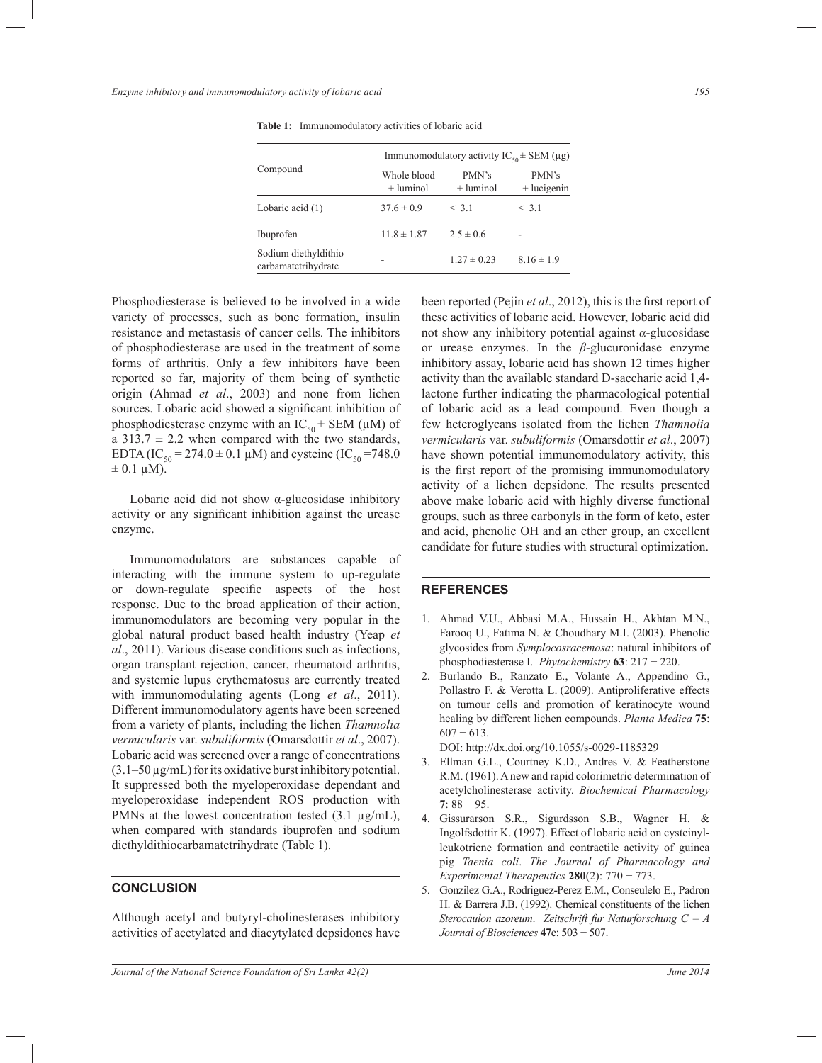**Table 1:** Immunomodulatory activities of lobaric acid

| Compound | Immunomodulatory activity $IC_{50} \pm$ SEM (µg) | | |
|---|---|---|---|
| | Whole blood + luminol | PMN's + luminol | PMN's + lucigenin |
| Lobaric acid (1) | 37.6 ± 0.9 | < 3.1 | < 3.1 |
| Ibuprofen | 11.8 ± 1.87 | 2.5 ± 0.6 | - |
| Sodium diethyldithio carbamatetrihydrate | - | 1.27 ± 0.23 | 8.16 ± 1.9 |

Phosphodiesterase is believed to be involved in a wide variety of processes, such as bone formation, insulin resistance and metastasis of cancer cells. The inhibitors of phosphodiesterase are used in the treatment of some forms of arthritis. Only a few inhibitors have been reported so far, majority of them being of synthetic origin (Ahmad *et al*., 2003) and none from lichen sources. Lobaric acid showed a significant inhibition of phosphodiesterase enzyme with an $IC_{50} \pm$ SEM (µM) of a 313.7 ± 2.2 when compared with the two standards, EDTA ($IC_{50}$ = 274.0 ± 0.1 µM) and cysteine ($IC_{50}$ =748.0 ± 0.1 µM).

Lobaric acid did not show α-glucosidase inhibitory activity or any significant inhibition against the urease enzyme.

Immunomodulators are substances capable of interacting with the immune system to up-regulate or down-regulate specific aspects of the host response. Due to the broad application of their action, immunomodulators are becoming very popular in the global natural product based health industry (Yeap *et al*., 2011). Various disease conditions such as infections, organ transplant rejection, cancer, rheumatoid arthritis, and systemic lupus erythematosus are currently treated with immunomodulating agents (Long *et al*., 2011). Different immunomodulatory agents have been screened from a variety of plants, including the lichen *Thamnolia vermicularis* var. *subuliformis* (Omarsdottir *et al*., 2007). Lobaric acid was screened over a range of concentrations (3.1–50 µg/mL) for its oxidative burst inhibitory potential. It suppressed both the myeloperoxidase dependant and myeloperoxidase independent ROS production with PMNs at the lowest concentration tested (3.1 µg/mL), when compared with standards ibuprofen and sodium diethyldithiocarbamatetrihydrate (Table 1).

## CONCLUSION

Although acetyl and butyryl-cholinesterases inhibitory activities of acetylated and diacytylated depsidones have been reported (Pejin *et al*., 2012), this is the first report of these activities of lobaric acid. However, lobaric acid did not show any inhibitory potential against *α*-glucosidase or urease enzymes. In the *β*-glucuronidase enzyme inhibitory assay, lobaric acid has shown 12 times higher activity than the available standard D-saccharic acid 1,4-lactone further indicating the pharmacological potential of lobaric acid as a lead compound. Even though a few heteroglycans isolated from the lichen *Thamnolia vermicularis* var. *subuliformis* (Omarsdottir *et al*., 2007) have shown potential immunomodulatory activity, this is the first report of the promising immunomodulatory activity of a lichen depsidone. The results presented above make lobaric acid with highly diverse functional groups, such as three carbonyls in the form of keto, ester and acid, phenolic OH and an ether group, an excellent candidate for future studies with structural optimization.

## REFERENCES

1. Ahmad V.U., Abbasi M.A., Hussain H., Akhtan M.N., Farooq U., Fatima N. & Choudhary M.I. (2003). Phenolic glycosides from *Symplocosracemosa*: natural inhibitors of phosphodiesterase I. *Phytochemistry* **63**: 217 − 220.
2. Burlando B., Ranzato E., Volante A., Appendino G., Pollastro F. & Verotta L. (2009). Antiproliferative effects on tumour cells and promotion of keratinocyte wound healing by different lichen compounds. *Planta Medica* **75**: 607 − 613.
   DOI: http://dx.doi.org/10.1055/s-0029-1185329
3. Ellman G.L., Courtney K.D., Andres V. & Featherstone R.M. (1961). A new and rapid colorimetric determination of acetylcholinesterase activity. *Biochemical Pharmacology* **7**: 88 − 95.
4. Gissurarson S.R., Sigurdsson S.B., Wagner H. & Ingolfsdottir K. (1997). Effect of lobaric acid on cysteinyl-leukotriene formation and contractile activity of guinea pig *Taenia coli*. *The Journal of Pharmacology and Experimental Therapeutics* **280**(2): 770 − 773.
5. Gonzilez G.A., Rodriguez-Perez E.M., Conseulelo E., Padron H. & Barrera J.B. (1992). Chemical constituents of the lichen *Sterocaulon azoreum*. *Zeitschrift fur Naturforschung C – A Journal of Biosciences* **47c**: 503 − 507.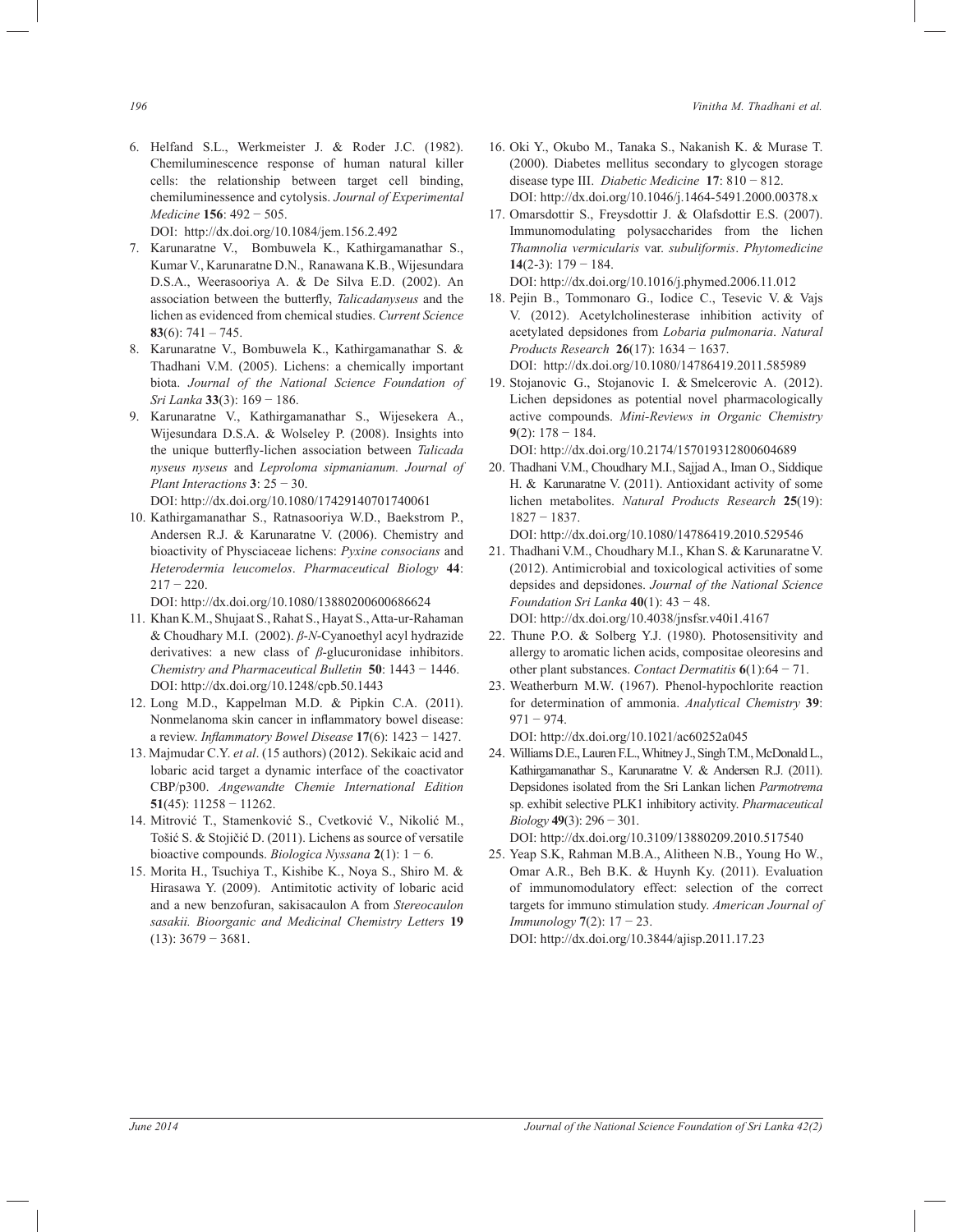6. Helfand S.L., Werkmeister J. & Roder J.C. (1982). Chemiluminescence response of human natural killer cells: the relationship between target cell binding, chemiluminessence and cytolysis. *Journal of Experimental Medicine* **156**: 492 − 505.
   DOI: http://dx.doi.org/10.1084/jem.156.2.492
7. Karunaratne V., Bombuwela K., Kathirgamanathar S., Kumar V., Karunaratne D.N., Ranawana K.B., Wijesundara D.S.A., Weerasooriya A. & De Silva E.D. (2002). An association between the butterfly, *Talicadanyseus* and the lichen as evidenced from chemical studies. *Current Science* **83**(6): 741 – 745.
8. Karunaratne V., Bombuwela K., Kathirgamanathar S. & Thadhani V.M. (2005). Lichens: a chemically important biota. *Journal of the National Science Foundation of Sri Lanka* **33**(3): 169 − 186.
9. Karunaratne V., Kathirgamanathar S., Wijesekera A., Wijesundara D.S.A. & Wolseley P. (2008). Insights into the unique butterfly-lichen association between *Talicada nyseus nyseus* and *Leproloma sipmanianum. Journal of Plant Interactions* **3**: 25 − 30.
   DOI: http://dx.doi.org/10.1080/17429140701740061
10. Kathirgamanathar S., Ratnasooriya W.D., Baekstrom P., Andersen R.J. & Karunaratne V. (2006). Chemistry and bioactivity of Physciaceae lichens: *Pyxine consocians* and *Heterodermia leucomelos*. *Pharmaceutical Biology* **44**: 217 − 220.
    DOI: http://dx.doi.org/10.1080/13880200600686624
11. Khan K.M., Shujaat S., Rahat S., Hayat S., Atta-ur-Rahaman & Choudhary M.I. (2002). *β-N*-Cyanoethyl acyl hydrazide derivatives: a new class of *β*-glucuronidase inhibitors. *Chemistry and Pharmaceutical Bulletin* **50**: 1443 − 1446.
    DOI: http://dx.doi.org/10.1248/cpb.50.1443
12. Long M.D., Kappelman M.D. & Pipkin C.A. (2011). Nonmelanoma skin cancer in inflammatory bowel disease: a review. *Inflammatory Bowel Disease* **17**(6): 1423 − 1427.
13. Majmudar C.Y. *et al*. (15 authors) (2012). Sekikaic acid and lobaric acid target a dynamic interface of the coactivator CBP/p300. *Angewandte Chemie International Edition* **51**(45): 11258 − 11262.
14. Mitrović T., Stamenković S., Cvetković V., Nikolić M., Tošić S. & Stojičić D. (2011). Lichens as source of versatile bioactive compounds. *Biologica Nyssana* **2**(1): 1 − 6.
15. Morita H., Tsuchiya T., Kishibe K., Noya S., Shiro M. & Hirasawa Y. (2009). Antimitotic activity of lobaric acid and a new benzofuran, sakisacaulon A from *Stereocaulon sasakii. Bioorganic and Medicinal Chemistry Letters* **19** (13): 3679 − 3681.
16. Oki Y., Okubo M., Tanaka S., Nakanish K. & Murase T. (2000). Diabetes mellitus secondary to glycogen storage disease type III. *Diabetic Medicine* **17**: 810 − 812.
    DOI: http://dx.doi.org/10.1046/j.1464-5491.2000.00378.x
17. Omarsdottir S., Freysdottir J. & Olafsdottir E.S. (2007). Immunomodulating polysaccharides from the lichen *Thamnolia vermicularis* var. *subuliformis*. *Phytomedicine* **14**(2-3): 179 − 184.
    DOI: http://dx.doi.org/10.1016/j.phymed.2006.11.012
18. Pejin B., Tommonaro G., Iodice C., Tesevic V. & Vajs V. (2012). Acetylcholinesterase inhibition activity of acetylated depsidones from *Lobaria pulmonaria*. *Natural Products Research* **26**(17): 1634 − 1637.
    DOI: http://dx.doi.org/10.1080/14786419.2011.585989
19. Stojanovic G., Stojanovic I. & Smelcerovic A. (2012). Lichen depsidones as potential novel pharmacologically active compounds. *Mini-Reviews in Organic Chemistry* **9**(2): 178 − 184.
    DOI: http://dx.doi.org/10.2174/157019312800604689
20. Thadhani V.M., Choudhary M.I., Sajjad A., Iman O., Siddique H. & Karunaratne V. (2011). Antioxidant activity of some lichen metabolites. *Natural Products Research* **25**(19): 1827 − 1837.
    DOI: http://dx.doi.org/10.1080/14786419.2010.529546
21. Thadhani V.M., Choudhary M.I., Khan S. & Karunaratne V. (2012). Antimicrobial and toxicological activities of some depsides and depsidones. *Journal of the National Science Foundation Sri Lanka* **40**(1): 43 − 48.
    DOI: http://dx.doi.org/10.4038/jnsfsr.v40i1.4167
22. Thune P.O. & Solberg Y.J. (1980). Photosensitivity and allergy to aromatic lichen acids, compositae oleoresins and other plant substances. *Contact Dermatitis* **6**(1):64 − 71.
23. Weatherburn M.W. (1967). Phenol-hypochlorite reaction for determination of ammonia. *Analytical Chemistry* **39**: 971 − 974.
    DOI: http://dx.doi.org/10.1021/ac60252a045
24. Williams D.E., Lauren F.L., Whitney J., Singh T.M., McDonald L., Kathirgamanathar S., Karunaratne V. & Andersen R.J. (2011). Depsidones isolated from the Sri Lankan lichen *Parmotrema* sp. exhibit selective PLK1 inhibitory activity. *Pharmaceutical Biology* **49**(3): 296 − 301.
    DOI: http://dx.doi.org/10.3109/13880209.2010.517540
25. Yeap S.K, Rahman M.B.A., Alitheen N.B., Young Ho W., Omar A.R., Beh B.K. & Huynh Ky. (2011). Evaluation of immunomodulatory effect: selection of the correct targets for immuno stimulation study. *American Journal of Immunology* **7**(2): 17 − 23.
    DOI: http://dx.doi.org/10.3844/ajisp.2011.17.23